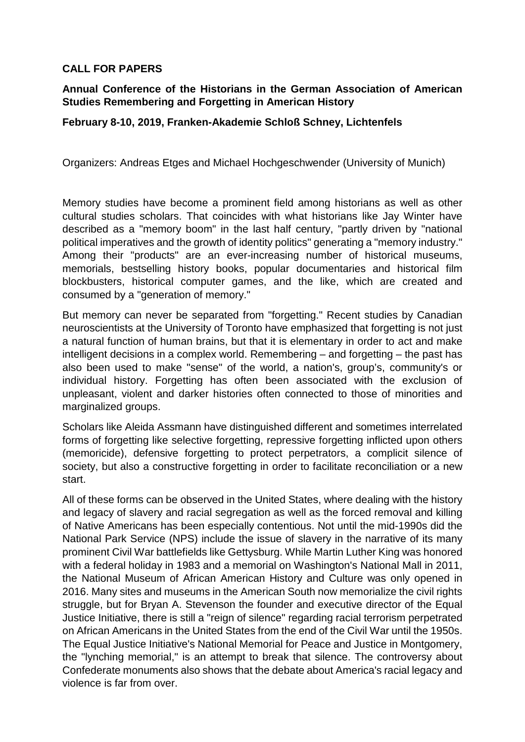**CALL FOR PAPERS**

**Annual Conference of the Historians in the German Association of American Studies Remembering and Forgetting in American History**

**February 8-10, 2019, Franken-Akademie Schloß Schney, Lichtenfels**

Organizers: Andreas Etges and Michael Hochgeschwender (University of Munich)

Memory studies have become a prominent field among historians as well as other cultural studies scholars. That coincides with what historians like Jay Winter have described as a "memory boom" in the last half century, "partly driven by "national political imperatives and the growth of identity politics" generating a "memory industry." Among their "products" are an ever-increasing number of historical museums, memorials, bestselling history books, popular documentaries and historical film blockbusters, historical computer games, and the like, which are created and consumed by a "generation of memory."

But memory can never be separated from "forgetting." Recent studies by Canadian neuroscientists at the University of Toronto have emphasized that forgetting is not just a natural function of human brains, but that it is elementary in order to act and make intelligent decisions in a complex world. Remembering – and forgetting – the past has also been used to make "sense" of the world, a nation's, group's, community's or individual history. Forgetting has often been associated with the exclusion of unpleasant, violent and darker histories often connected to those of minorities and marginalized groups.

Scholars like Aleida Assmann have distinguished different and sometimes interrelated forms of forgetting like selective forgetting, repressive forgetting inflicted upon others (memoricide), defensive forgetting to protect perpetrators, a complicit silence of society, but also a constructive forgetting in order to facilitate reconciliation or a new start.

All of these forms can be observed in the United States, where dealing with the history and legacy of slavery and racial segregation as well as the forced removal and killing of Native Americans has been especially contentious. Not until the mid-1990s did the National Park Service (NPS) include the issue of slavery in the narrative of its many prominent Civil War battlefields like Gettysburg. While Martin Luther King was honored with a federal holiday in 1983 and a memorial on Washington's National Mall in 2011, the National Museum of African American History and Culture was only opened in 2016. Many sites and museums in the American South now memorialize the civil rights struggle, but for Bryan A. Stevenson the founder and executive director of the Equal Justice Initiative, there is still a "reign of silence" regarding racial terrorism perpetrated on African Americans in the United States from the end of the Civil War until the 1950s. The Equal Justice Initiative's National Memorial for Peace and Justice in Montgomery, the "lynching memorial," is an attempt to break that silence. The controversy about Confederate monuments also shows that the debate about America's racial legacy and violence is far from over.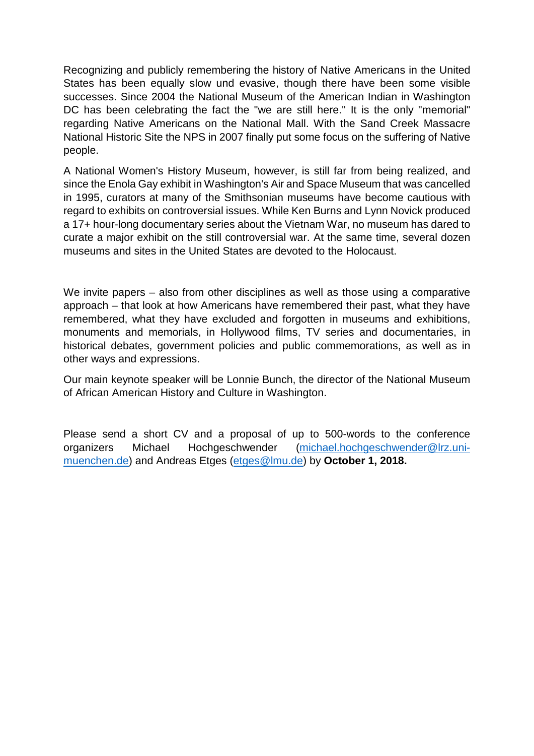Recognizing and publicly remembering the history of Native Americans in the United States has been equally slow und evasive, though there have been some visible successes. Since 2004 the National Museum of the American Indian in Washington DC has been celebrating the fact the "we are still here." It is the only "memorial" regarding Native Americans on the National Mall. With the Sand Creek Massacre National Historic Site the NPS in 2007 finally put some focus on the suffering of Native people.

A National Women's History Museum, however, is still far from being realized, and since the Enola Gay exhibit in Washington's Air and Space Museum that was cancelled in 1995, curators at many of the Smithsonian museums have become cautious with regard to exhibits on controversial issues. While Ken Burns and Lynn Novick produced a 17+ hour-long documentary series about the Vietnam War, no museum has dared to curate a major exhibit on the still controversial war. At the same time, several dozen museums and sites in the United States are devoted to the Holocaust.

We invite papers – also from other disciplines as well as those using a comparative approach – that look at how Americans have remembered their past, what they have remembered, what they have excluded and forgotten in museums and exhibitions, monuments and memorials, in Hollywood films, TV series and documentaries, in historical debates, government policies and public commemorations, as well as in other ways and expressions.

Our main keynote speaker will be Lonnie Bunch, the director of the National Museum of African American History and Culture in Washington.

Please send a short CV and a proposal of up to 500-words to the conference organizers Michael Hochgeschwender (michael.hochgeschwender@lrz.uni-muenchen.de) and Andreas Etges (etges@lmu.de) by **October 1, 2018.**